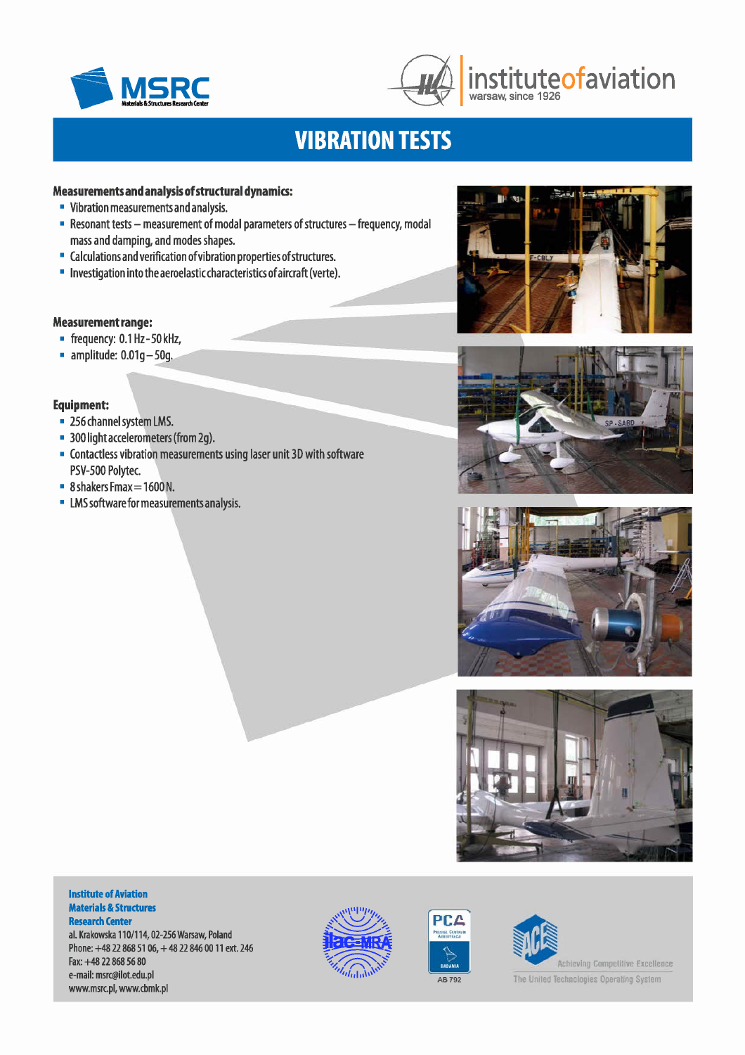# VIBRATION TESTS

**Measurements and analysis of structural dynamics:**

- Vibration measurements and analysis.
- Resonant tests – measurement of modal parameters of structures – frequency, modal mass and damping, and modes shapes.
- Calculations and verification of vibration properties of structures.
- Investigation into the aeroelastic characteristics of aircraft (verte).

**Measurement range:**

- frequency: 0.1 Hz - 50 kHz,
- amplitude: 0.01g – 50g.

**Equipment:**

- 256 channel system LMS.
- 300 light accelerometers (from 2g).
- Contactless vibration measurements using laser unit 3D with software PSV-500 Polytec.
- 8 shakers Fmax = 1600 N.
- LMS software for measurements analysis.

**Institute of Aviation**
**Materials & Structures**
**Research Center**
al. Krakowska 110/114, 02-256 Warsaw, Poland
Phone: +48 22 868 51 06, + 48 22 846 00 11 ext. 246
Fax: +48 22 868 56 80
e-mail: msrc@ilot.edu.pl
www.msrc.pl, www.cbmk.pl

AB 792

Achieving Competitive Excellence
The United Technologies Operating System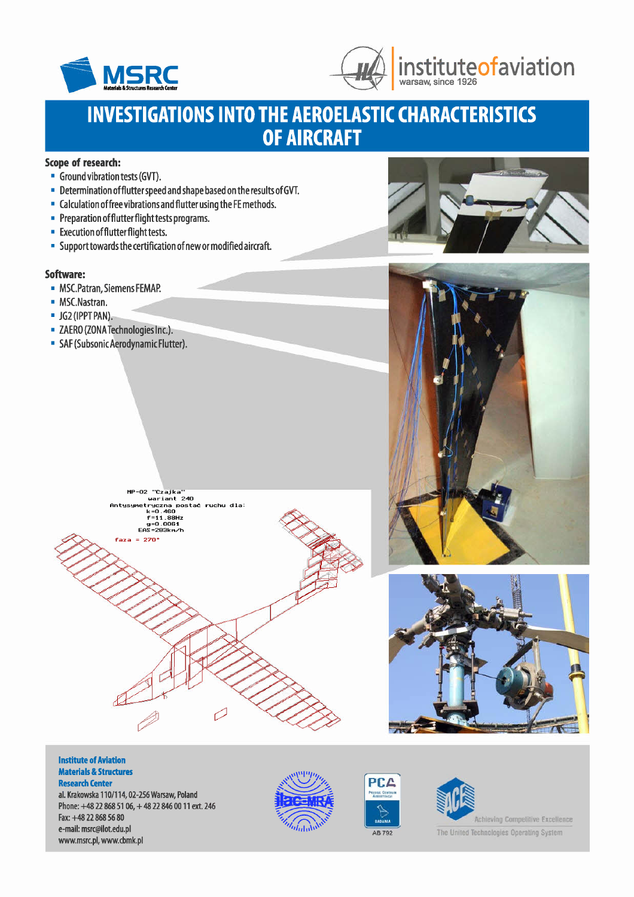MSRC
Materials & Structures Research Center

instituteofaviation
warsaw, since 1926

# INVESTIGATIONS INTO THE AEROELASTIC CHARACTERISTICS OF AIRCRAFT

**Scope of research:**

- Ground vibration tests (GVT).
- Determination of flutter speed and shape based on the results of GVT.
- Calculation of free vibrations and flutter using the FE methods.
- Preparation of flutter flight tests programs.
- Execution of flutter flight tests.
- Support towards the certification of new or modified aircraft.

**Software:**

- MSC.Patran, Siemens FEMAP.
- MSC.Nastran.
- JG2 (IPPT PAN).
- ZAERO (ZONA Technologies Inc.).
- SAF (Subsonic Aerodynamic Flutter).

MP-02 "Czajka"
wariant 240
Antysymetryczna postać ruchu dla:
k=0.460
f=11.88Hz
g=0.0061
EAS=283km/h
faza = 270°

**Institute of Aviation**
**Materials & Structures**
**Research Center**
al. Krakowska 110/114, 02-256 Warsaw, Poland
Phone: +48 22 868 51 06, + 48 22 846 00 11 ext. 246
Fax: +48 22 868 56 80
e-mail: msrc@ilot.edu.pl
www.msrc.pl, www.cbmk.pl

ilac-MRA

PCA
Polskie Centrum Akredytacji
BADANIA
AB 792

ACE
Achieving Competitive Excellence
The United Technologies Operating System